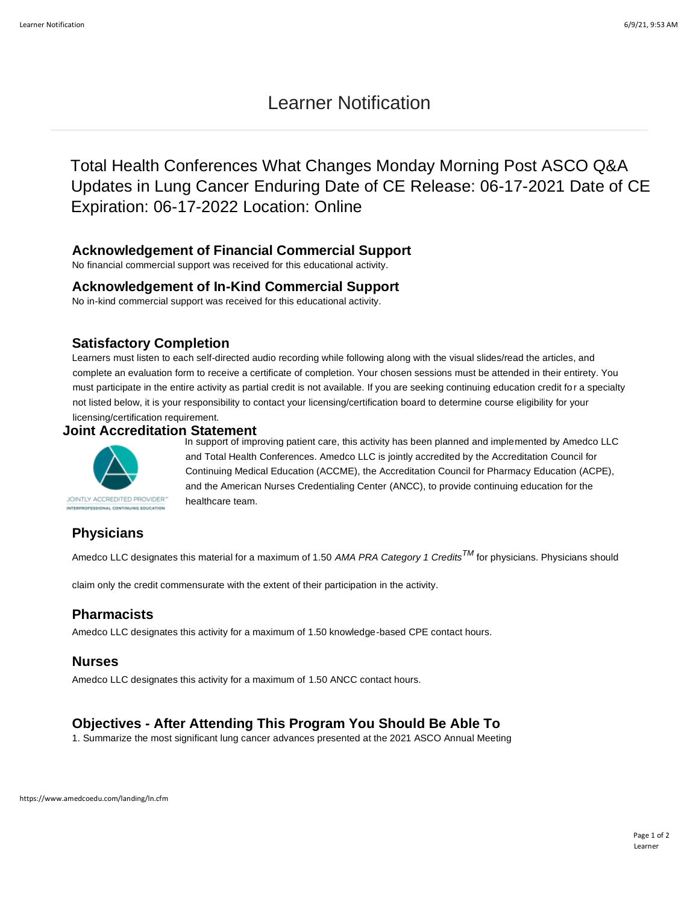# Learner Notification

## Total Health Conferences What Changes Monday Morning Post ASCO Q&A Updates in Lung Cancer Enduring Date of CE Release: 06-17-2021 Date of CE Expiration: 06-17-2022 Location: Online

### Acknowledgement of Financial Commercial Support

No financial commercial support was received for this educational activity.

### Acknowledgement of In-Kind Commercial Support

No in-kind commercial support was received for this educational activity.

### Satisfactory Completion

Learners must listen to each self-directed audio recording while following along with the visual slides/read the articles, and complete an evaluation form to receive a certificate of completion. Your chosen sessions must be attended in their entirety. You must participate in the entire activity as partial credit is not available. If you are seeking continuing education credit for a specialty not listed below, it is your responsibility to contact your licensing/certification board to determine course eligibility for your licensing/certification requirement.

### Joint Accreditation Statement

JOINTLY ACCREDITED PROVIDER™
INTERPROFESSIONAL CONTINUING EDUCATION

In support of improving patient care, this activity has been planned and implemented by Amedco LLC and Total Health Conferences. Amedco LLC is jointly accredited by the Accreditation Council for Continuing Medical Education (ACCME), the Accreditation Council for Pharmacy Education (ACPE), and the American Nurses Credentialing Center (ANCC), to provide continuing education for the healthcare team.

### Physicians

Amedco LLC designates this material for a maximum of 1.50 *AMA PRA Category 1 Credits*™ for physicians. Physicians should claim only the credit commensurate with the extent of their participation in the activity.

### Pharmacists

Amedco LLC designates this activity for a maximum of 1.50 knowledge-based CPE contact hours.

### Nurses

Amedco LLC designates this activity for a maximum of 1.50 ANCC contact hours.

### Objectives - After Attending This Program You Should Be Able To

1. Summarize the most significant lung cancer advances presented at the 2021 ASCO Annual Meeting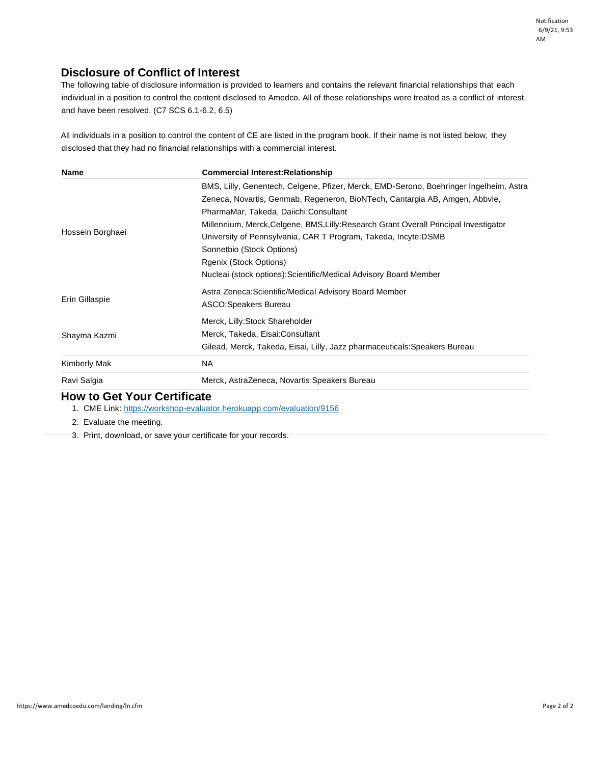## Disclosure of Conflict of Interest

The following table of disclosure information is provided to learners and contains the relevant financial relationships that each individual in a position to control the content disclosed to Amedco. All of these relationships were treated as a conflict of interest, and have been resolved. (C7 SCS 6.1-6.2, 6.5)

All individuals in a position to control the content of CE are listed in the program book. If their name is not listed below, they disclosed that they had no financial relationships with a commercial interest.

| Name | Commercial Interest:Relationship |
|---|---|
| Hossein Borghaei | BMS, Lilly, Genentech, Celgene, Pfizer, Merck, EMD-Serono, Boehringer Ingelheim, Astra Zeneca, Novartis, Genmab, Regeneron, BioNTech, Cantargia AB, Amgen, Abbvie, PharmaMar, Takeda, Daiichi:Consultant<br>Millennium, Merck,Celgene, BMS,Lilly:Research Grant Overall Principal Investigator<br>University of Pennsylvania, CAR T Program, Takeda, Incyte:DSMB<br>Sonnetbio (Stock Options)<br>Rgenix (Stock Options)<br>Nucleai (stock options):Scientific/Medical Advisory Board Member |
| Erin Gillaspie | Astra Zeneca:Scientific/Medical Advisory Board Member<br>ASCO:Speakers Bureau |
| Shayma Kazmi | Merck, Lilly:Stock Shareholder<br>Merck, Takeda, Eisai:Consultant<br>Gilead, Merck, Takeda, Eisai, Lilly, Jazz pharmaceuticals:Speakers Bureau |
| Kimberly Mak | NA |
| Ravi Salgia | Merck, AstraZeneca, Novartis:Speakers Bureau |

## How to Get Your Certificate

1. CME Link: https://workshop-evaluator.herokuapp.com/evaluation/9156
2. Evaluate the meeting.
3. Print, download, or save your certificate for your records.